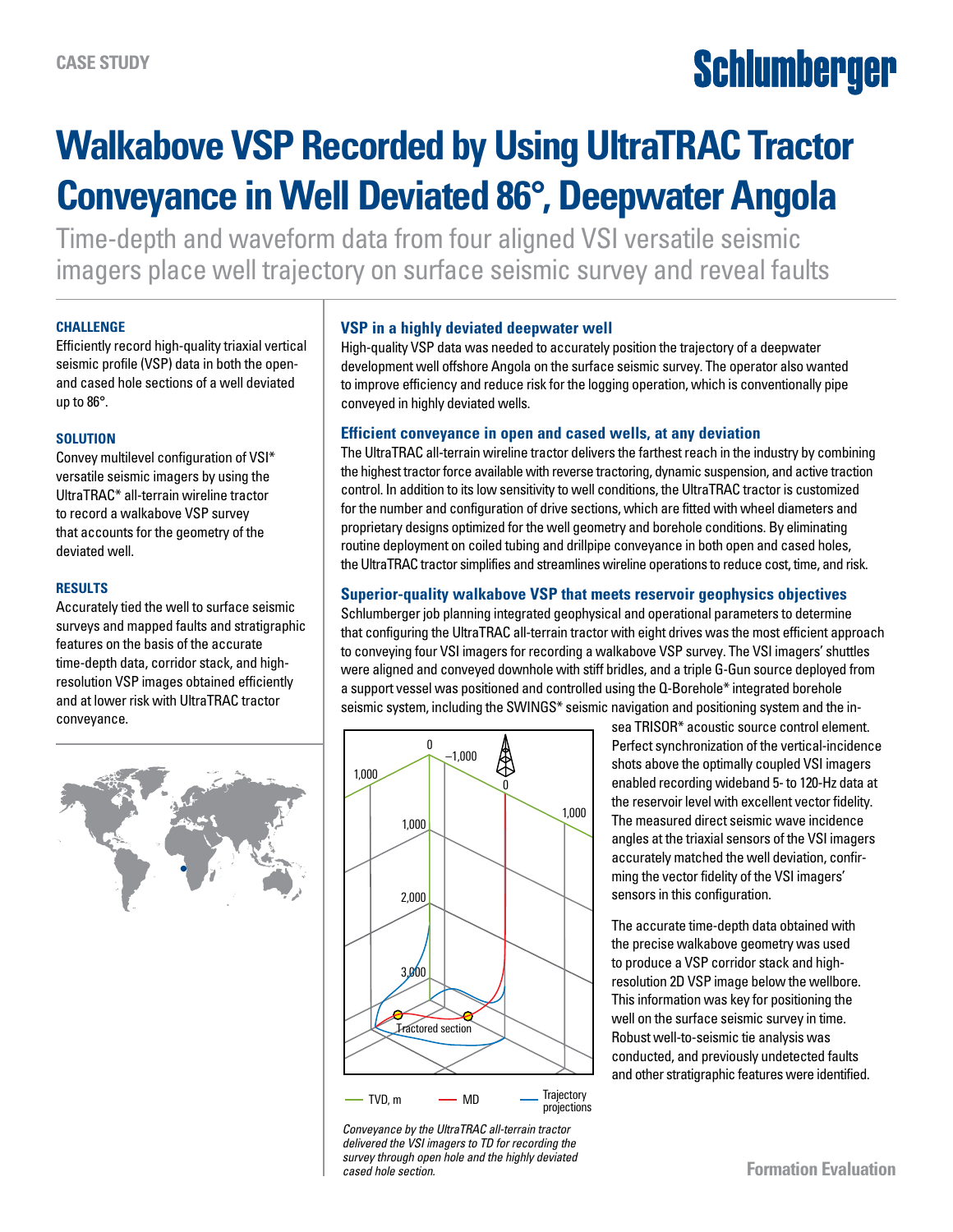CASE STUDY

# Walkabove VSP Recorded by Using UltraTRAC Tractor Conveyance in Well Deviated 86°, Deepwater Angola

Time-depth and waveform data from four aligned VSI versatile seismic imagers place well trajectory on surface seismic survey and reveal faults

### CHALLENGE

Efficiently record high-quality triaxial vertical seismic profile (VSP) data in both the open- and cased hole sections of a well deviated up to 86°.

### SOLUTION

Convey multilevel configuration of VSI* versatile seismic imagers by using the UltraTRAC* all-terrain wireline tractor to record a walkabove VSP survey that accounts for the geometry of the deviated well.

### RESULTS

Accurately tied the well to surface seismic surveys and mapped faults and stratigraphic features on the basis of the accurate time-depth data, corridor stack, and high-resolution VSP images obtained efficiently and at lower risk with UltraTRAC tractor conveyance.

## VSP in a highly deviated deepwater well

High-quality VSP data was needed to accurately position the trajectory of a deepwater development well offshore Angola on the surface seismic survey. The operator also wanted to improve efficiency and reduce risk for the logging operation, which is conventionally pipe conveyed in highly deviated wells.

## Efficient conveyance in open and cased wells, at any deviation

The UltraTRAC all-terrain wireline tractor delivers the farthest reach in the industry by combining the highest tractor force available with reverse tractoring, dynamic suspension, and active traction control. In addition to its low sensitivity to well conditions, the UltraTRAC tractor is customized for the number and configuration of drive sections, which are fitted with wheel diameters and proprietary designs optimized for the well geometry and borehole conditions. By eliminating routine deployment on coiled tubing and drillpipe conveyance in both open and cased holes, the UltraTRAC tractor simplifies and streamlines wireline operations to reduce cost, time, and risk.

## Superior-quality walkabove VSP that meets reservoir geophysics objectives

Schlumberger job planning integrated geophysical and operational parameters to determine that configuring the UltraTRAC all-terrain tractor with eight drives was the most efficient approach to conveying four VSI imagers for recording a walkabove VSP survey. The VSI imagers' shuttles were aligned and conveyed downhole with stiff bridles, and a triple G-Gun source deployed from a support vessel was positioned and controlled using the Q-Borehole* integrated borehole seismic system, including the SWINGS* seismic navigation and positioning system and the in-sea TRISOR* acoustic source control element. Perfect synchronization of the vertical-incidence shots above the optimally coupled VSI imagers enabled recording wideband 5- to 120-Hz data at the reservoir level with excellent vector fidelity. The measured direct seismic wave incidence angles at the triaxial sensors of the VSI imagers accurately matched the well deviation, confirming the vector fidelity of the VSI imagers' sensors in this configuration.

The accurate time-depth data obtained with the precise walkabove geometry was used to produce a VSP corridor stack and high-resolution 2D VSP image below the wellbore. This information was key for positioning the well on the surface seismic survey in time. Robust well-to-seismic tie analysis was conducted, and previously undetected faults and other stratigraphic features were identified.

*Conveyance by the UltraTRAC all-terrain tractor delivered the VSI imagers to TD for recording the survey through open hole and the highly deviated cased hole section.*

Formation Evaluation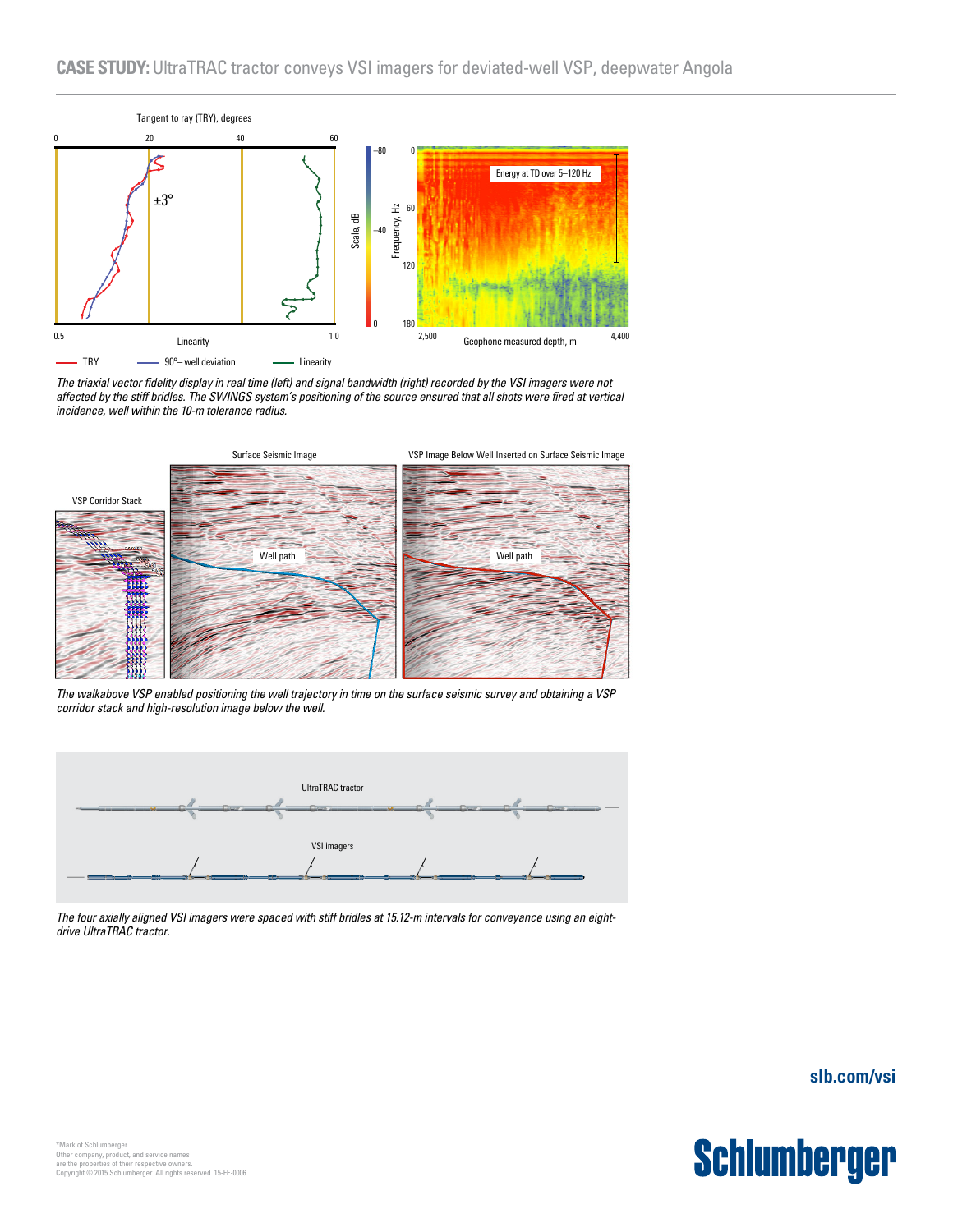# CASE STUDY: UltraTRAC tractor conveys VSI imagers for deviated-well VSP, deepwater Angola

Tangent to ray (TRY), degrees

0
20
40
60

±3°

0.5
Linearity
1.0

TRY
90°– well deviation
Linearity

Scale, dB
–80
–40
0

Frequency, Hz
0
60
120
180

Energy at TD over 5–120 Hz

2,500
Geophone measured depth, m
4,400

*The triaxial vector fidelity display in real time (left) and signal bandwidth (right) recorded by the VSI imagers were not affected by the stiff bridles. The SWINGS system's positioning of the source ensured that all shots were fired at vertical incidence, well within the 10-m tolerance radius.*

VSP Corridor Stack

Surface Seismic Image

Well path

VSP Image Below Well Inserted on Surface Seismic Image

Well path

*The walkabove VSP enabled positioning the well trajectory in time on the surface seismic survey and obtaining a VSP corridor stack and high-resolution image below the well.*

UltraTRAC tractor

VSI imagers

*The four axially aligned VSI imagers were spaced with stiff bridles at 15.12-m intervals for conveyance using an eight-drive UltraTRAC tractor.*

slb.com/vsi

*Mark of Schlumberger
Other company, product, and service names are the properties of their respective owners.
Copyright © 2015 Schlumberger. All rights reserved. 15-FE-0006

Schlumberger